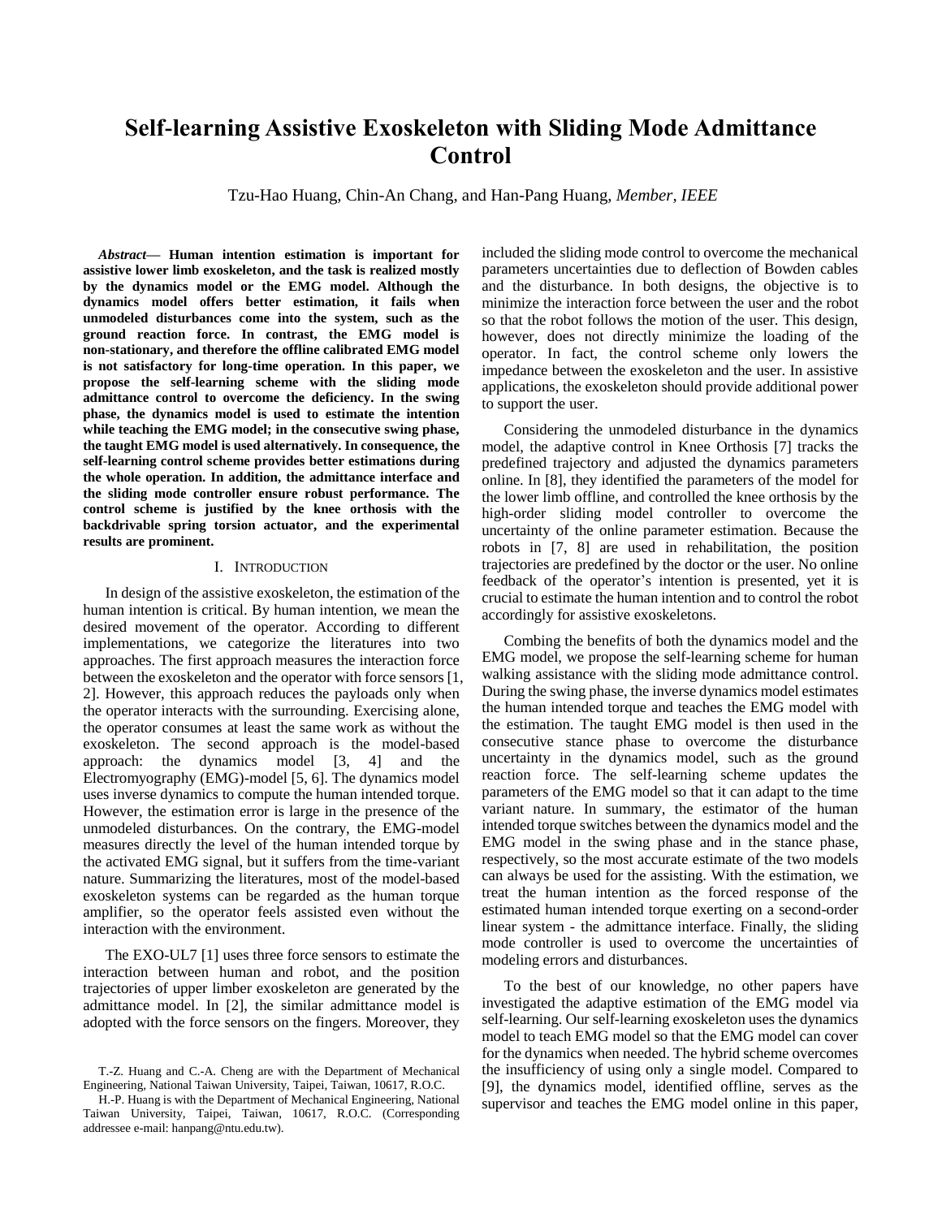# Self-learning Assistive Exoskeleton with Sliding Mode Admittance Control

Tzu-Hao Huang, Chin-An Chang, and Han-Pang Huang, *Member, IEEE*

***Abstract*— Human intention estimation is important for assistive lower limb exoskeleton, and the task is realized mostly by the dynamics model or the EMG model. Although the dynamics model offers better estimation, it fails when unmodeled disturbances come into the system, such as the ground reaction force. In contrast, the EMG model is non-stationary, and therefore the offline calibrated EMG model is not satisfactory for long-time operation. In this paper, we propose the self-learning scheme with the sliding mode admittance control to overcome the deficiency. In the swing phase, the dynamics model is used to estimate the intention while teaching the EMG model; in the consecutive swing phase, the taught EMG model is used alternatively. In consequence, the self-learning control scheme provides better estimations during the whole operation. In addition, the admittance interface and the sliding mode controller ensure robust performance. The control scheme is justified by the knee orthosis with the backdrivable spring torsion actuator, and the experimental results are prominent.**

## I. Introduction

In design of the assistive exoskeleton, the estimation of the human intention is critical. By human intention, we mean the desired movement of the operator. According to different implementations, we categorize the literatures into two approaches. The first approach measures the interaction force between the exoskeleton and the operator with force sensors [1, 2]. However, this approach reduces the payloads only when the operator interacts with the surrounding. Exercising alone, the operator consumes at least the same work as without the exoskeleton. The second approach is the model-based approach: the dynamics model [3, 4] and the Electromyography (EMG)-model [5, 6]. The dynamics model uses inverse dynamics to compute the human intended torque. However, the estimation error is large in the presence of the unmodeled disturbances. On the contrary, the EMG-model measures directly the level of the human intended torque by the activated EMG signal, but it suffers from the time-variant nature. Summarizing the literatures, most of the model-based exoskeleton systems can be regarded as the human torque amplifier, so the operator feels assisted even without the interaction with the environment.

The EXO-UL7 [1] uses three force sensors to estimate the interaction between human and robot, and the position trajectories of upper limber exoskeleton are generated by the admittance model. In [2], the similar admittance model is adopted with the force sensors on the fingers. Moreover, they included the sliding mode control to overcome the mechanical parameters uncertainties due to deflection of Bowden cables and the disturbance. In both designs, the objective is to minimize the interaction force between the user and the robot so that the robot follows the motion of the user. This design, however, does not directly minimize the loading of the operator. In fact, the control scheme only lowers the impedance between the exoskeleton and the user. In assistive applications, the exoskeleton should provide additional power to support the user.

Considering the unmodeled disturbance in the dynamics model, the adaptive control in Knee Orthosis [7] tracks the predefined trajectory and adjusted the dynamics parameters online. In [8], they identified the parameters of the model for the lower limb offline, and controlled the knee orthosis by the high-order sliding model controller to overcome the uncertainty of the online parameter estimation. Because the robots in [7, 8] are used in rehabilitation, the position trajectories are predefined by the doctor or the user. No online feedback of the operator's intention is presented, yet it is crucial to estimate the human intention and to control the robot accordingly for assistive exoskeletons.

Combing the benefits of both the dynamics model and the EMG model, we propose the self-learning scheme for human walking assistance with the sliding mode admittance control. During the swing phase, the inverse dynamics model estimates the human intended torque and teaches the EMG model with the estimation. The taught EMG model is then used in the consecutive stance phase to overcome the disturbance uncertainty in the dynamics model, such as the ground reaction force. The self-learning scheme updates the parameters of the EMG model so that it can adapt to the time variant nature. In summary, the estimator of the human intended torque switches between the dynamics model and the EMG model in the swing phase and in the stance phase, respectively, so the most accurate estimate of the two models can always be used for the assisting. With the estimation, we treat the human intention as the forced response of the estimated human intended torque exerting on a second-order linear system - the admittance interface. Finally, the sliding mode controller is used to overcome the uncertainties of modeling errors and disturbances.

To the best of our knowledge, no other papers have investigated the adaptive estimation of the EMG model via self-learning. Our self-learning exoskeleton uses the dynamics model to teach EMG model so that the EMG model can cover for the dynamics when needed. The hybrid scheme overcomes the insufficiency of using only a single model. Compared to [9], the dynamics model, identified offline, serves as the supervisor and teaches the EMG model online in this paper,

T.-Z. Huang and C.-A. Cheng are with the Department of Mechanical Engineering, National Taiwan University, Taipei, Taiwan, 10617, R.O.C.

H.-P. Huang is with the Department of Mechanical Engineering, National Taiwan University, Taipei, Taiwan, 10617, R.O.C. (Corresponding addressee e-mail: hanpang@ntu.edu.tw).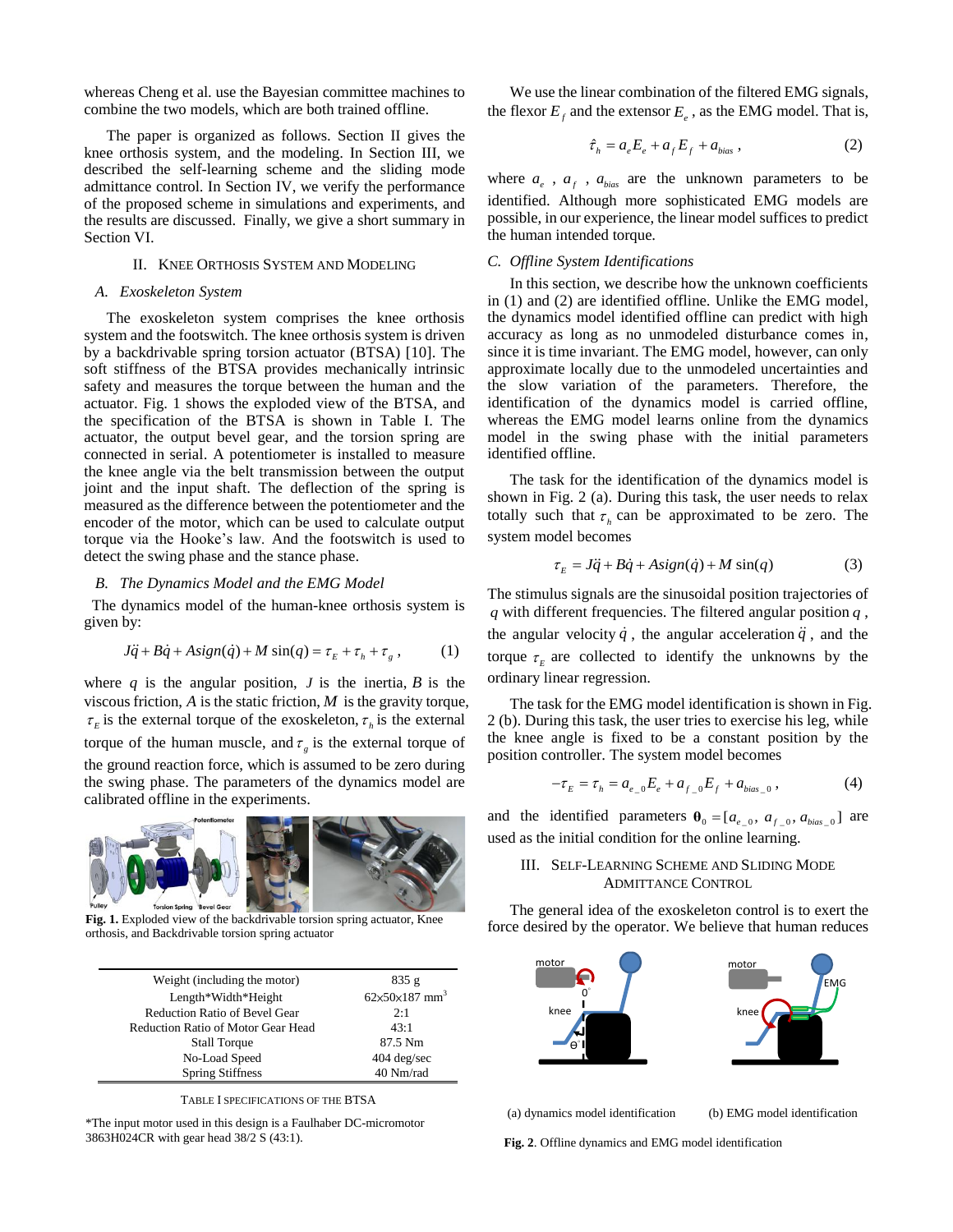whereas Cheng et al. use the Bayesian committee machines to combine the two models, which are both trained offline.

The paper is organized as follows. Section II gives the knee orthosis system, and the modeling. In Section III, we described the self-learning scheme and the sliding mode admittance control. In Section IV, we verify the performance of the proposed scheme in simulations and experiments, and the results are discussed. Finally, we give a short summary in Section VI.

## II. Knee Orthosis System and Modeling

### A. Exoskeleton System

The exoskeleton system comprises the knee orthosis system and the footswitch. The knee orthosis system is driven by a backdrivable spring torsion actuator (BTSA) [10]. The soft stiffness of the BTSA provides mechanically intrinsic safety and measures the torque between the human and the actuator. Fig. 1 shows the exploded view of the BTSA, and the specification of the BTSA is shown in Table I. The actuator, the output bevel gear, and the torsion spring are connected in serial. A potentiometer is installed to measure the knee angle via the belt transmission between the output joint and the input shaft. The deflection of the spring is measured as the difference between the potentiometer and the encoder of the motor, which can be used to calculate output torque via the Hooke's law. And the footswitch is used to detect the swing phase and the stance phase.

### B. The Dynamics Model and the EMG Model

The dynamics model of the human-knee orthosis system is given by:

$$J\ddot{q} + B\dot{q} + A\text{sign}(\dot{q}) + M\sin(q) = \tau_E + \tau_h + \tau_g \,, \qquad (1)$$

where $q$ is the angular position, $J$ is the inertia, $B$ is the viscous friction, $A$ is the static friction, $M$ is the gravity torque, $\tau_E$ is the external torque of the exoskeleton, $\tau_h$ is the external torque of the human muscle, and $\tau_g$ is the external torque of the ground reaction force, which is assumed to be zero during the swing phase. The parameters of the dynamics model are calibrated offline in the experiments.

**Fig. 1.** Exploded view of the backdrivable torsion spring actuator, Knee orthosis, and Backdrivable torsion spring actuator

| | |
|---|---|
| Weight (including the motor) | 835 g |
| Length\*Width\*Height | 62x50x187 mm$^3$ |
| Reduction Ratio of Bevel Gear | 2:1 |
| Reduction Ratio of Motor Gear Head | 43:1 |
| Stall Torque | 87.5 Nm |
| No-Load Speed | 404 deg/sec |
| Spring Stiffness | 40 Nm/rad |

TABLE I Specifications of the BTSA

*The input motor used in this design is a Faulhaber DC-micromotor 3863H024CR with gear head 38/2 S (43:1).

We use the linear combination of the filtered EMG signals, the flexor $E_f$ and the extensor $E_e$, as the EMG model. That is,

$$\hat{\tau}_h = a_e E_e + a_f E_f + a_{bias} \,, \qquad (2)$$

where $a_e$, $a_f$, $a_{bias}$ are the unknown parameters to be identified. Although more sophisticated EMG models are possible, in our experience, the linear model suffices to predict the human intended torque.

### C. Offline System Identifications

In this section, we describe how the unknown coefficients in (1) and (2) are identified offline. Unlike the EMG model, the dynamics model identified offline can predict with high accuracy as long as no unmodeled disturbance comes in, since it is time invariant. The EMG model, however, can only approximate locally due to the unmodeled uncertainties and the slow variation of the parameters. Therefore, the identification of the dynamics model is carried offline, whereas the EMG model learns online from the dynamics model in the swing phase with the initial parameters identified offline.

The task for the identification of the dynamics model is shown in Fig. 2 (a). During this task, the user needs to relax totally such that $\tau_h$ can be approximated to be zero. The system model becomes

$$\tau_E = J\ddot{q} + B\dot{q} + A\text{sign}(\dot{q}) + M\sin(q) \qquad (3)$$

The stimulus signals are the sinusoidal position trajectories of $q$ with different frequencies. The filtered angular position $q$, the angular velocity $\dot{q}$, the angular acceleration $\ddot{q}$, and the torque $\tau_E$ are collected to identify the unknowns by the ordinary linear regression.

The task for the EMG model identification is shown in Fig. 2 (b). During this task, the user tries to exercise his leg, while the knee angle is fixed to be a constant position by the position controller. The system model becomes

$$-\tau_E = \tau_h = a_{e\_0} E_e + a_{f\_0} E_f + a_{bias\_0} \,, \qquad (4)$$

and the identified parameters $\boldsymbol{\theta}_0 = [a_{e\_0},\, a_{f\_0},\, a_{bias\_0}]$ are used as the initial condition for the online learning.

## III. Self-Learning Scheme and Sliding Mode Admittance Control

The general idea of the exoskeleton control is to exert the force desired by the operator. We believe that human reduces

(a) dynamics model identification (b) EMG model identification

**Fig. 2**. Offline dynamics and EMG model identification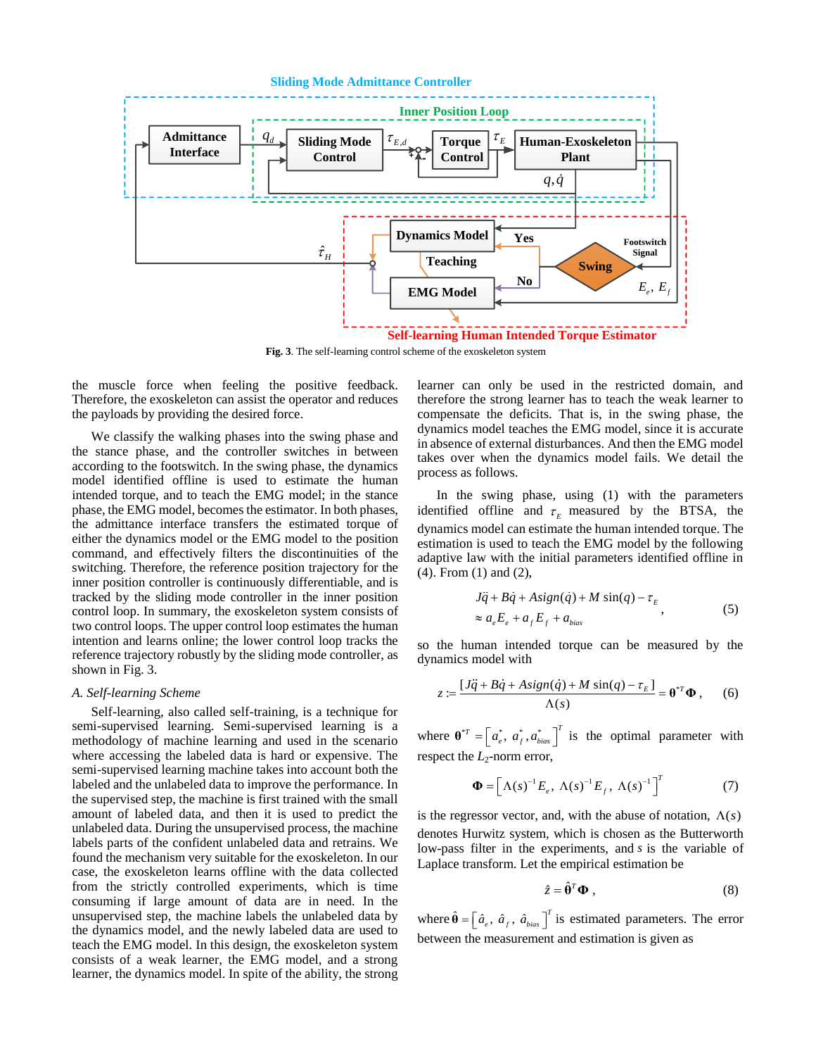Fig. 3. The self-learning control scheme of the exoskeleton system

the muscle force when feeling the positive feedback. Therefore, the exoskeleton can assist the operator and reduces the payloads by providing the desired force.

We classify the walking phases into the swing phase and the stance phase, and the controller switches in between according to the footswitch. In the swing phase, the dynamics model identified offline is used to estimate the human intended torque, and to teach the EMG model; in the stance phase, the EMG model, becomes the estimator. In both phases, the admittance interface transfers the estimated torque of either the dynamics model or the EMG model to the position command, and effectively filters the discontinuities of the switching. Therefore, the reference position trajectory for the inner position controller is continuously differentiable, and is tracked by the sliding mode controller in the inner position control loop. In summary, the exoskeleton system consists of two control loops. The upper control loop estimates the human intention and learns online; the lower control loop tracks the reference trajectory robustly by the sliding mode controller, as shown in Fig. 3.

*A. Self-learning Scheme*

Self-learning, also called self-training, is a technique for semi-supervised learning. Semi-supervised learning is a methodology of machine learning and used in the scenario where accessing the labeled data is hard or expensive. The semi-supervised learning machine takes into account both the labeled and the unlabeled data to improve the performance. In the supervised step, the machine is first trained with the small amount of labeled data, and then it is used to predict the unlabeled data. During the unsupervised process, the machine labels parts of the confident unlabeled data and retrains. We found the mechanism very suitable for the exoskeleton. In our case, the exoskeleton learns offline with the data collected from the strictly controlled experiments, which is time consuming if large amount of data are in need. In the unsupervised step, the machine labels the unlabeled data by the dynamics model, and the newly labeled data are used to teach the EMG model. In this design, the exoskeleton system consists of a weak learner, the EMG model, and a strong learner, the dynamics model. In spite of the ability, the strong learner can only be used in the restricted domain, and therefore the strong learner has to teach the weak learner to compensate the deficits. That is, in the swing phase, the dynamics model teaches the EMG model, since it is accurate in absence of external disturbances. And then the EMG model takes over when the dynamics model fails. We detail the process as follows.

In the swing phase, using (1) with the parameters identified offline and $\tau_E$ measured by the BTSA, the dynamics model can estimate the human intended torque. The estimation is used to teach the EMG model by the following adaptive law with the initial parameters identified offline in (4). From (1) and (2),

$$J\ddot{q} + B\dot{q} + A\mathrm{sign}(\dot{q}) + M\sin(q) - \tau_E \approx a_e E_e + a_f E_f + a_{bias}, \tag{5}$$

so the human intended torque can be measured by the dynamics model with

$$z := \frac{[J\ddot{q} + B\dot{q} + A\mathrm{sign}(\dot{q}) + M\sin(q) - \tau_E]}{\Lambda(s)} = \boldsymbol{\theta}^{*T}\boldsymbol{\Phi}, \tag{6}$$

where $\boldsymbol{\theta}^{*T} = \left[a_e^*,\ a_f^*, a_{bias}^*\right]^T$ is the optimal parameter with respect to the $L_2$-norm error,

$$\boldsymbol{\Phi} = \left[\Lambda(s)^{-1}E_e,\ \Lambda(s)^{-1}E_f,\ \Lambda(s)^{-1}\right]^T \tag{7}$$

is the regressor vector, and, with the abuse of notation, $\Lambda(s)$ denotes Hurwitz system, which is chosen as the Butterworth low-pass filter in the experiments, and $s$ is the variable of Laplace transform. Let the empirical estimation be

$$\hat{z} = \hat{\boldsymbol{\theta}}^T\boldsymbol{\Phi}, \tag{8}$$

where $\hat{\boldsymbol{\theta}} = \left[\hat{a}_e,\ \hat{a}_f,\ \hat{a}_{bias}\right]^T$ is estimated parameters. The error between the measurement and estimation is given as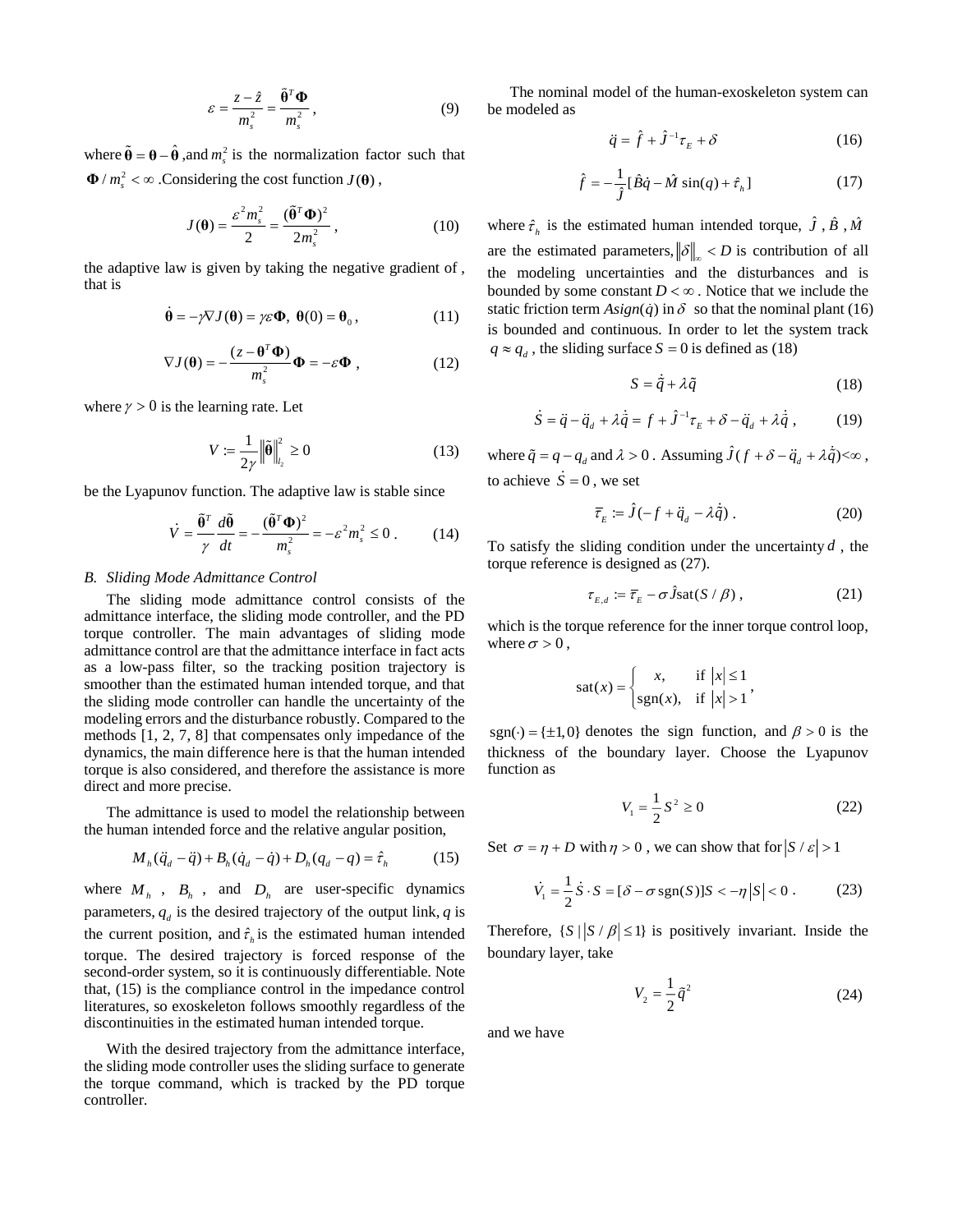$$\varepsilon = \frac{z - \hat{z}}{m_s^2} = \frac{\tilde{\boldsymbol{\theta}}^T \boldsymbol{\Phi}}{m_s^2}, \tag{9}$$

where $\tilde{\boldsymbol{\theta}} = \boldsymbol{\theta} - \hat{\boldsymbol{\theta}}$ ,and $m_s^2$ is the normalization factor such that $\boldsymbol{\Phi} / m_s^2 < \infty$ .Considering the cost function $J(\boldsymbol{\theta})$ ,

$$J(\boldsymbol{\theta}) = \frac{\varepsilon^2 m_s^2}{2} = \frac{(\tilde{\boldsymbol{\theta}}^T \boldsymbol{\Phi})^2}{2 m_s^2}, \tag{10}$$

the adaptive law is given by taking the negative gradient of , that is

$$\dot{\boldsymbol{\theta}} = -\gamma \nabla J(\boldsymbol{\theta}) = \gamma \varepsilon \boldsymbol{\Phi},\ \boldsymbol{\theta}(0) = \boldsymbol{\theta}_0, \tag{11}$$

$$\nabla J(\boldsymbol{\theta}) = -\frac{(z - \boldsymbol{\theta}^T \boldsymbol{\Phi})}{m_s^2} \boldsymbol{\Phi} = -\varepsilon \boldsymbol{\Phi}, \tag{12}$$

where $\gamma > 0$ is the learning rate. Let

$$V := \frac{1}{2\gamma} \left\| \tilde{\boldsymbol{\theta}} \right\|_{l_2}^2 \geq 0 \tag{13}$$

be the Lyapunov function. The adaptive law is stable since

$$\dot{V} = \frac{\tilde{\boldsymbol{\theta}}^T}{\gamma} \frac{d\tilde{\boldsymbol{\theta}}}{dt} = -\frac{(\tilde{\boldsymbol{\theta}}^T \boldsymbol{\Phi})^2}{m_s^2} = -\varepsilon^2 m_s^2 \leq 0. \tag{14}$$

### B. Sliding Mode Admittance Control

The sliding mode admittance control consists of the admittance interface, the sliding mode controller, and the PD torque controller. The main advantages of sliding mode admittance control are that the admittance interface in fact acts as a low-pass filter, so the tracking position trajectory is smoother than the estimated human intended torque, and that the sliding mode controller can handle the uncertainty of the modeling errors and the disturbance robustly. Compared to the methods [1, 2, 7, 8] that compensates only impedance of the dynamics, the main difference here is that the human intended torque is also considered, and therefore the assistance is more direct and more precise.

The admittance is used to model the relationship between the human intended force and the relative angular position,

$$M_h(\ddot{q}_d - \ddot{q}) + B_h(\dot{q}_d - \dot{q}) + D_h(q_d - q) = \hat{\tau}_h \tag{15}$$

where $M_h$ , $B_h$ , and $D_h$ are user-specific dynamics parameters, $q_d$ is the desired trajectory of the output link, $q$ is the current position, and $\hat{\tau}_h$ is the estimated human intended torque. The desired trajectory is forced response of the second-order system, so it is continuously differentiable. Note that, (15) is the compliance control in the impedance control literatures, so exoskeleton follows smoothly regardless of the discontinuities in the estimated human intended torque.

With the desired trajectory from the admittance interface, the sliding mode controller uses the sliding surface to generate the torque command, which is tracked by the PD torque controller.

The nominal model of the human-exoskeleton system can be modeled as

$$\ddot{q} = \hat{f} + \hat{J}^{-1}\tau_E + \delta \tag{16}$$

$$\hat{f} = -\frac{1}{\hat{J}}[\hat{B}\dot{q} - \hat{M}\sin(q) + \hat{\tau}_h] \tag{17}$$

where $\hat{\tau}_h$ is the estimated human intended torque, $\hat{J}$ , $\hat{B}$ , $\hat{M}$ are the estimated parameters, $\|\delta\|_\infty < D$ is contribution of all the modeling uncertainties and the disturbances and is bounded by some constant $D < \infty$ . Notice that we include the static friction term $A\mathrm{sign}(\dot{q})$ in $\delta$ so that the nominal plant (16) is bounded and continuous. In order to let the system track $q \approx q_d$ , the sliding surface $S = 0$ is defined as (18)

$$S = \dot{\tilde{q}} + \lambda \tilde{q} \tag{18}$$

$$\dot{S} = \ddot{q} - \ddot{q}_d + \lambda \dot{\tilde{q}} = f + \hat{J}^{-1}\tau_E + \delta - \ddot{q}_d + \lambda \dot{\tilde{q}}, \tag{19}$$

where $\tilde{q} = q - q_d$ and $\lambda > 0$ . Assuming $\hat{J}(f + \delta - \ddot{q}_d + \lambda \dot{\tilde{q}}) < \infty$ , to achieve $\dot{S} = 0$ , we set

$$\overline{\tau}_E := \hat{J}(-f + \ddot{q}_d - \lambda \dot{\tilde{q}}). \tag{20}$$

To satisfy the sliding condition under the uncertainty $d$ , the torque reference is designed as (27).

$$\tau_{E,d} := \overline{\tau}_E - \sigma \hat{J} \mathrm{sat}(S / \beta), \tag{21}$$

which is the torque reference for the inner torque control loop, where $\sigma > 0$ ,

$$\mathrm{sat}(x) = \begin{cases} x, & \text{if } |x| \leq 1 \\ \mathrm{sgn}(x), & \text{if } |x| > 1 \end{cases},$$

$\mathrm{sgn}(\cdot) = \{\pm 1, 0\}$ denotes the sign function, and $\beta > 0$ is the thickness of the boundary layer. Choose the Lyapunov function as

$$V_1 = \frac{1}{2} S^2 \geq 0 \tag{22}$$

Set $\sigma = \eta + D$ with $\eta > 0$ , we can show that for $|S / \varepsilon| > 1$

$$\dot{V}_1 = \frac{1}{2} \dot{S} \cdot S = [\delta - \sigma \,\mathrm{sgn}(S)] S < -\eta |S| < 0. \tag{23}$$

Therefore, $\{S \mid |S / \beta| \leq 1\}$ is positively invariant. Inside the boundary layer, take

$$V_2 = \frac{1}{2} \tilde{q}^2 \tag{24}$$

and we have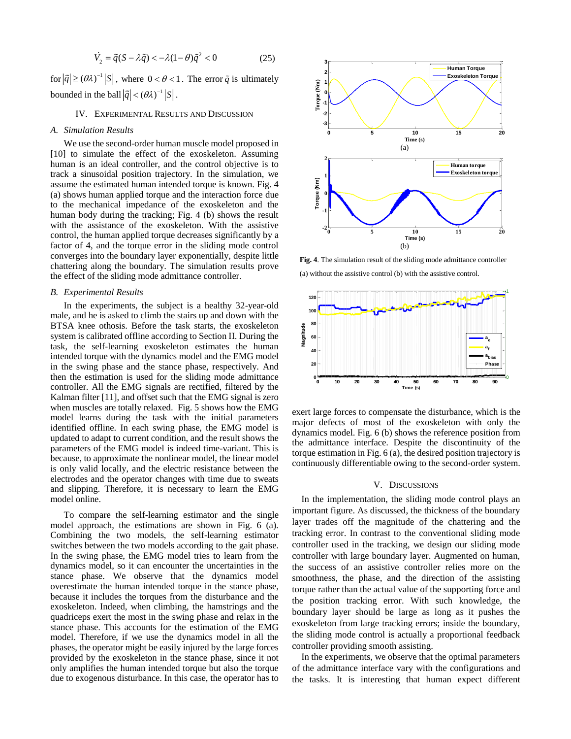$$\dot{V}_2 = \tilde{q}(S - \lambda\tilde{q}) < -\lambda(1-\theta)\tilde{q}^2 < 0 \qquad (25)$$

for $|\tilde{q}| \geq (\theta\lambda)^{-1}|S|$, where $0 < \theta < 1$. The error $\tilde{q}$ is ultimately bounded in the ball $|\tilde{q}| < (\theta\lambda)^{-1}|S|$.

## IV. Experimental Results and Discussion

### *A. Simulation Results*

We use the second-order human muscle model proposed in [10] to simulate the effect of the exoskeleton. Assuming human is an ideal controller, and the control objective is to track a sinusoidal position trajectory. In the simulation, we assume the estimated human intended torque is known. Fig. 4 (a) shows human applied torque and the interaction force due to the mechanical impedance of the exoskeleton and the human body during the tracking; Fig. 4 (b) shows the result with the assistance of the exoskeleton. With the assistive control, the human applied torque decreases significantly by a factor of 4, and the torque error in the sliding mode control converges into the boundary layer exponentially, despite little chattering along the boundary. The simulation results prove the effect of the sliding mode admittance controller.

### *B. Experimental Results*

In the experiments, the subject is a healthy 32-year-old male, and he is asked to climb the stairs up and down with the BTSA knee othosis. Before the task starts, the exoskeleton system is calibrated offline according to Section II. During the task, the self-learning exoskeleton estimates the human intended torque with the dynamics model and the EMG model in the swing phase and the stance phase, respectively. And then the estimation is used for the sliding mode admittance controller. All the EMG signals are rectified, filtered by the Kalman filter [11], and offset such that the EMG signal is zero when muscles are totally relaxed. Fig. 5 shows how the EMG model learns during the task with the initial parameters identified offline. In each swing phase, the EMG model is updated to adapt to current condition, and the result shows the parameters of the EMG model is indeed time-variant. This is because, to approximate the nonlinear model, the linear model is only valid locally, and the electric resistance between the electrodes and the operator changes with time due to sweats and slipping. Therefore, it is necessary to learn the EMG model online.

To compare the self-learning estimator and the single model approach, the estimations are shown in Fig. 6 (a). Combining the two models, the self-learning estimator switches between the two models according to the gait phase. In the swing phase, the EMG model tries to learn from the dynamics model, so it can encounter the uncertainties in the stance phase. We observe that the dynamics model overestimate the human intended torque in the stance phase, because it includes the torques from the disturbance and the exoskeleton. Indeed, when climbing, the hamstrings and the quadriceps exert the most in the swing phase and relax in the stance phase. This accounts for the estimation of the EMG model. Therefore, if we use the dynamics model in all the phases, the operator might be easily injured by the large forces provided by the exoskeleton in the stance phase, since it not only amplifies the human intended torque but also the torque due to exogenous disturbance. In this case, the operator has to

Human Torque
Exoskeleton Torque
Torque (Nm)
Time (s)
(a)

Human torque
Exoskeleton torque
Torque (Nm)
Time (s)
(b)

**Fig. 4**. The simulation result of the sliding mode admittance controller (a) without the assistive control (b) with the assistive control.

Magnitude
Time (s)
$a_e$
$a_f$
$a_{bias}$
Phase

exert large forces to compensate the disturbance, which is the major defects of most of the exoskeleton with only the dynamics model. Fig. 6 (b) shows the reference position from the admittance interface. Despite the discontinuity of the torque estimation in Fig. 6 (a), the desired position trajectory is continuously differentiable owing to the second-order system.

## V. Discussions

In the implementation, the sliding mode control plays an important figure. As discussed, the thickness of the boundary layer trades off the magnitude of the chattering and the tracking error. In contrast to the conventional sliding mode controller used in the tracking, we design our sliding mode controller with large boundary layer. Augmented on human, the success of an assistive controller relies more on the smoothness, the phase, and the direction of the assisting torque rather than the actual value of the supporting force and the position tracking error. With such knowledge, the boundary layer should be large as long as it pushes the exoskeleton from large tracking errors; inside the boundary, the sliding mode control is actually a proportional feedback controller providing smooth assisting.

In the experiments, we observe that the optimal parameters of the admittance interface vary with the configurations and the tasks. It is interesting that human expect different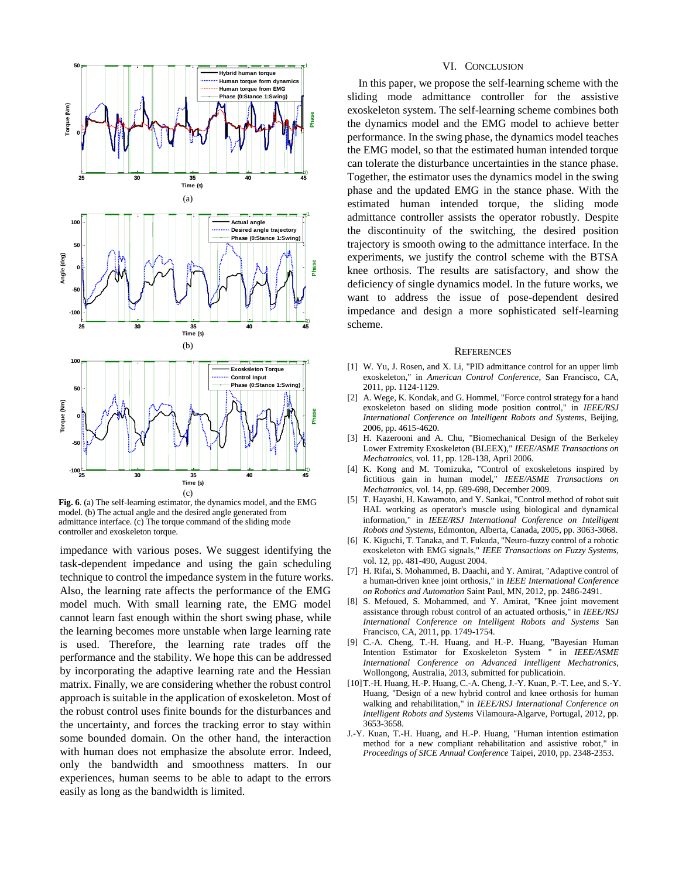50
Hybrid human torque
Human torque form dynamics
Human torque from EMG
Phase (0:Stance 1:Swing)
Torque (Nm)
0
25
30
35
40
45
Time (s)
Phase
1
0

(a)

100
50
0
-50
-100
Actual angle
Desired angle trajectory
Phase (0:Stance 1:Swing)
Angle (deg)
25
30
35
40
45
Time (s)
Phase
1
0

(b)

100
50
0
-50
-100
Exoskeleton Torque
Control Input
Phase (0:Stance 1:Swing)
Torque (Nm)
25
30
35
40
45
Time (s)
Phase
1
0

(c)

**Fig. 6**. (a) The self-learning estimator, the dynamics model, and the EMG model. (b) The actual angle and the desired angle generated from admittance interface. (c) The torque command of the sliding mode controller and exoskeleton torque.

impedance with various poses. We suggest identifying the task-dependent impedance and using the gain scheduling technique to control the impedance system in the future works. Also, the learning rate affects the performance of the EMG model much. With small learning rate, the EMG model cannot learn fast enough within the short swing phase, while the learning becomes more unstable when large learning rate is used. Therefore, the learning rate trades off the performance and the stability. We hope this can be addressed by incorporating the adaptive learning rate and the Hessian matrix. Finally, we are considering whether the robust control approach is suitable in the application of exoskeleton. Most of the robust control uses finite bounds for the disturbances and the uncertainty, and forces the tracking error to stay within some bounded domain. On the other hand, the interaction with human does not emphasize the absolute error. Indeed, only the bandwidth and smoothness matters. In our experiences, human seems to be able to adapt to the errors easily as long as the bandwidth is limited.

## VI. Conclusion

In this paper, we propose the self-learning scheme with the sliding mode admittance controller for the assistive exoskeleton system. The self-learning scheme combines both the dynamics model and the EMG model to achieve better performance. In the swing phase, the dynamics model teaches the EMG model, so that the estimated human intended torque can tolerate the disturbance uncertainties in the stance phase. Together, the estimator uses the dynamics model in the swing phase and the updated EMG in the stance phase. With the estimated human intended torque, the sliding mode admittance controller assists the operator robustly. Despite the discontinuity of the switching, the desired position trajectory is smooth owing to the admittance interface. In the experiments, we justify the control scheme with the BTSA knee orthosis. The results are satisfactory, and show the deficiency of single dynamics model. In the future works, we want to address the issue of pose-dependent desired impedance and design a more sophisticated self-learning scheme.

## References

[1] W. Yu, J. Rosen, and X. Li, "PID admittance control for an upper limb exoskeleton," in *American Control Conference*, San Francisco, CA, 2011, pp. 1124-1129.

[2] A. Wege, K. Kondak, and G. Hommel, "Force control strategy for a hand exoskeleton based on sliding mode position control," in *IEEE/RSJ International Conference on Intelligent Robots and Systems*, Beijing, 2006, pp. 4615-4620.

[3] H. Kazerooni and A. Chu, "Biomechanical Design of the Berkeley Lower Extremity Exoskeleton (BLEEX)," *IEEE/ASME Transactions on Mechatronics*, vol. 11, pp. 128-138, April 2006.

[4] K. Kong and M. Tomizuka, "Control of exoskeletons inspired by fictitious gain in human model," *IEEE/ASME Transactions on Mechatronics*, vol. 14, pp. 689-699, December 2009.

[5] T. Hayashi, H. Kawamoto, and Y. Sankai, "Control method of robot suit HAL working as operator's muscle using biological and dynamical information," in *IEEE/RSJ International Conference on Intelligent Robots and Systems*, Edmonton, Alberta, Canada, 2005, pp. 3063-3068.

[6] K. Kiguchi, T. Tanaka, and T. Fukuda, "Neuro-fuzzy control of a robotic exoskeleton with EMG signals," *IEEE Transactions on Fuzzy Systems*, vol. 12, pp. 481-490, August 2004.

[7] H. Rifai, S. Mohammed, B. Daachi, and Y. Amirat, "Adaptive control of a human-driven knee joint orthosis," in *IEEE International Conference on Robotics and Automation* Saint Paul, MN, 2012, pp. 2486-2491.

[8] S. Mefoued, S. Mohammed, and Y. Amirat, "Knee joint movement assistance through robust control of an actuated orthosis," in *IEEE/RSJ International Conference on Intelligent Robots and Systems* San Francisco, CA, 2011, pp. 1749-1754.

[9] C.-A. Cheng, T.-H. Huang, and H.-P. Huang, "Bayesian Human Intention Estimator for Exoskeleton System " in *IEEE/ASME International Conference on Advanced Intelligent Mechatronics*, Wollongong, Australia, 2013, submitted for publicatioin.

[10] T.-H. Huang, H.-P. Huang, C.-A. Cheng, J.-Y. Kuan, P.-T. Lee, and S.-Y. Huang, "Design of a new hybrid control and knee orthosis for human walking and rehabilitation," in *IEEE/RSJ International Conference on Intelligent Robots and Systems* Vilamoura-Algarve, Portugal, 2012, pp. 3653-3658.

J.-Y. Kuan, T.-H. Huang, and H.-P. Huang, "Human intention estimation method for a new compliant rehabilitation and assistive robot," in *Proceedings of SICE Annual Conference* Taipei, 2010, pp. 2348-2353.